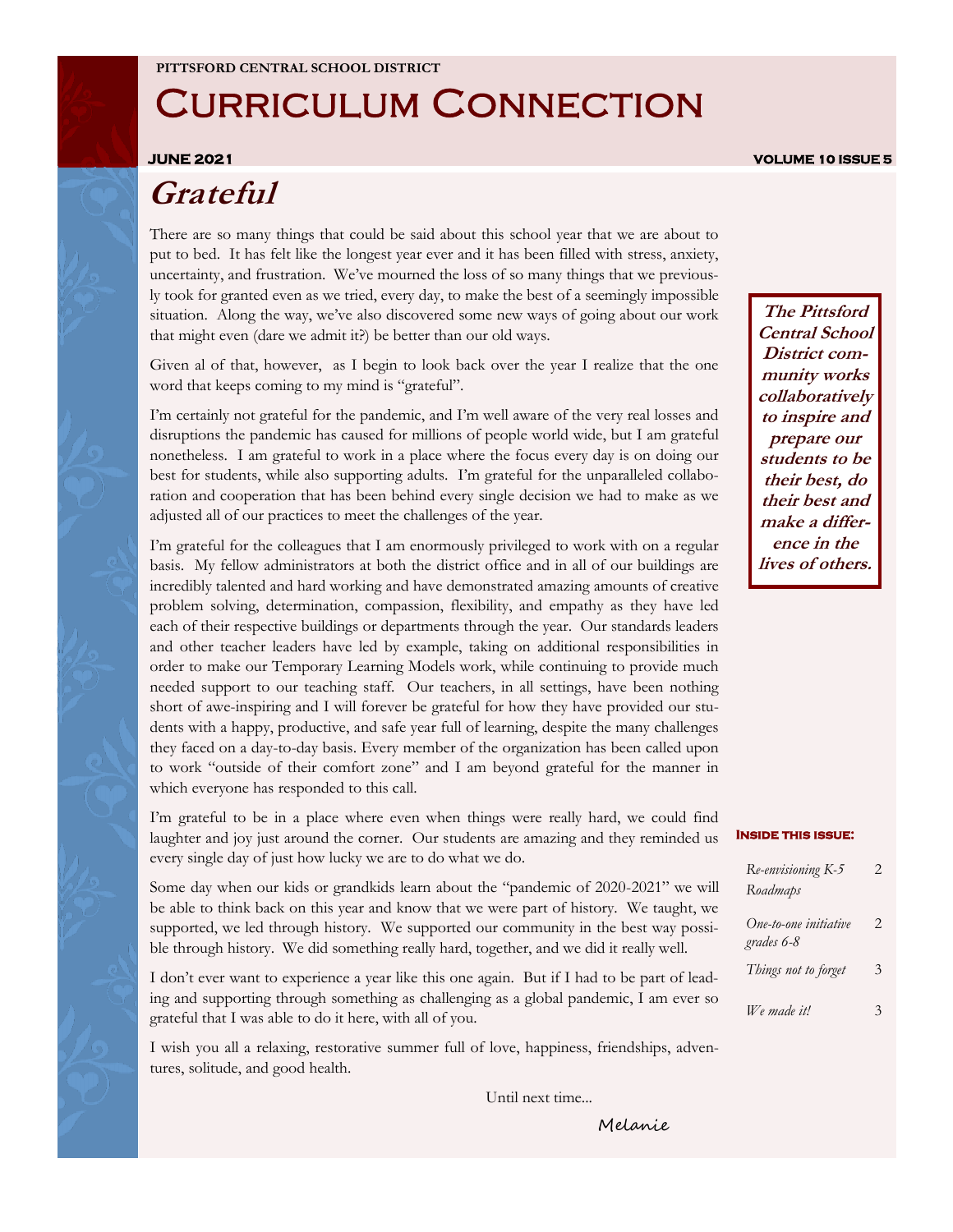PITTSFORD CENTRAL SCHOOL DISTRICT

# Curriculum Connection

**JUNE 2021** **VOLUME 10 ISSUE 5**

## Grateful

There are so many things that could be said about this school year that we are about to put to bed. It has felt like the longest year ever and it has been filled with stress, anxiety, uncertainty, and frustration. We've mourned the loss of so many things that we previously took for granted even as we tried, every day, to make the best of a seemingly impossible situation. Along the way, we've also discovered some new ways of going about our work that might even (dare we admit it?) be better than our old ways.

Given al of that, however, as I begin to look back over the year I realize that the one word that keeps coming to my mind is "grateful".

I'm certainly not grateful for the pandemic, and I'm well aware of the very real losses and disruptions the pandemic has caused for millions of people world wide, but I am grateful nonetheless. I am grateful to work in a place where the focus every day is on doing our best for students, while also supporting adults. I'm grateful for the unparalleled collaboration and cooperation that has been behind every single decision we had to make as we adjusted all of our practices to meet the challenges of the year.

I'm grateful for the colleagues that I am enormously privileged to work with on a regular basis. My fellow administrators at both the district office and in all of our buildings are incredibly talented and hard working and have demonstrated amazing amounts of creative problem solving, determination, compassion, flexibility, and empathy as they have led each of their respective buildings or departments through the year. Our standards leaders and other teacher leaders have led by example, taking on additional responsibilities in order to make our Temporary Learning Models work, while continuing to provide much needed support to our teaching staff. Our teachers, in all settings, have been nothing short of awe-inspiring and I will forever be grateful for how they have provided our students with a happy, productive, and safe year full of learning, despite the many challenges they faced on a day-to-day basis. Every member of the organization has been called upon to work "outside of their comfort zone" and I am beyond grateful for the manner in which everyone has responded to this call.

I'm grateful to be in a place where even when things were really hard, we could find laughter and joy just around the corner. Our students are amazing and they reminded us every single day of just how lucky we are to do what we do.

Some day when our kids or grandkids learn about the "pandemic of 2020-2021" we will be able to think back on this year and know that we were part of history. We taught, we supported, we led through history. We supported our community in the best way possible through history. We did something really hard, together, and we did it really well.

I don't ever want to experience a year like this one again. But if I had to be part of leading and supporting through something as challenging as a global pandemic, I am ever so grateful that I was able to do it here, with all of you.

I wish you all a relaxing, restorative summer full of love, happiness, friendships, adventures, solitude, and good health.

Until next time...

Melanie

**The Pittsford Central School District community works collaboratively to inspire and prepare our students to be their best, do their best and make a difference in the lives of others.**

**Inside this issue:**

| | |
|---|---|
| *Re-envisioning K-5 Roadmaps* | 2 |
| *One-to-one initiative grades 6-8* | 2 |
| *Things not to forget* | 3 |
| *We made it!* | 3 |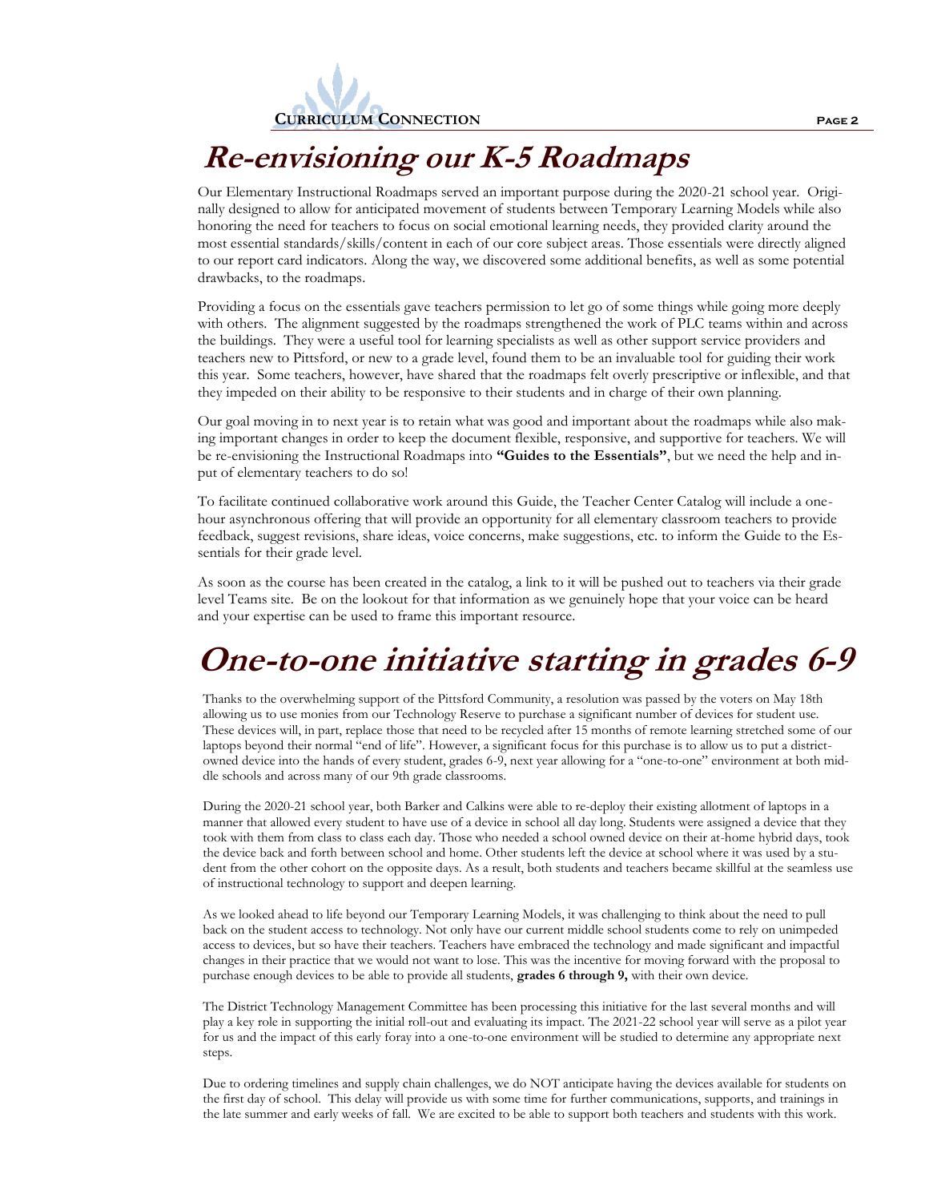# Re-envisioning our K-5 Roadmaps

Our Elementary Instructional Roadmaps served an important purpose during the 2020-21 school year. Originally designed to allow for anticipated movement of students between Temporary Learning Models while also honoring the need for teachers to focus on social emotional learning needs, they provided clarity around the most essential standards/skills/content in each of our core subject areas. Those essentials were directly aligned to our report card indicators. Along the way, we discovered some additional benefits, as well as some potential drawbacks, to the roadmaps.

Providing a focus on the essentials gave teachers permission to let go of some things while going more deeply with others. The alignment suggested by the roadmaps strengthened the work of PLC teams within and across the buildings. They were a useful tool for learning specialists as well as other support service providers and teachers new to Pittsford, or new to a grade level, found them to be an invaluable tool for guiding their work this year. Some teachers, however, have shared that the roadmaps felt overly prescriptive or inflexible, and that they impeded on their ability to be responsive to their students and in charge of their own planning.

Our goal moving in to next year is to retain what was good and important about the roadmaps while also making important changes in order to keep the document flexible, responsive, and supportive for teachers. We will be re-envisioning the Instructional Roadmaps into **"Guides to the Essentials"**, but we need the help and input of elementary teachers to do so!

To facilitate continued collaborative work around this Guide, the Teacher Center Catalog will include a one-hour asynchronous offering that will provide an opportunity for all elementary classroom teachers to provide feedback, suggest revisions, share ideas, voice concerns, make suggestions, etc. to inform the Guide to the Essentials for their grade level.

As soon as the course has been created in the catalog, a link to it will be pushed out to teachers via their grade level Teams site. Be on the lookout for that information as we genuinely hope that your voice can be heard and your expertise can be used to frame this important resource.

# One-to-one initiative starting in grades 6-9

Thanks to the overwhelming support of the Pittsford Community, a resolution was passed by the voters on May 18th allowing us to use monies from our Technology Reserve to purchase a significant number of devices for student use. These devices will, in part, replace those that need to be recycled after 15 months of remote learning stretched some of our laptops beyond their normal "end of life". However, a significant focus for this purchase is to allow us to put a district-owned device into the hands of every student, grades 6-9, next year allowing for a "one-to-one" environment at both middle schools and across many of our 9th grade classrooms.

During the 2020-21 school year, both Barker and Calkins were able to re-deploy their existing allotment of laptops in a manner that allowed every student to have use of a device in school all day long. Students were assigned a device that they took with them from class to class each day. Those who needed a school owned device on their at-home hybrid days, took the device back and forth between school and home. Other students left the device at school where it was used by a student from the other cohort on the opposite days. As a result, both students and teachers became skillful at the seamless use of instructional technology to support and deepen learning.

As we looked ahead to life beyond our Temporary Learning Models, it was challenging to think about the need to pull back on the student access to technology. Not only have our current middle school students come to rely on unimpeded access to devices, but so have their teachers. Teachers have embraced the technology and made significant and impactful changes in their practice that we would not want to lose. This was the incentive for moving forward with the proposal to purchase enough devices to be able to provide all students, **grades 6 through 9,** with their own device.

The District Technology Management Committee has been processing this initiative for the last several months and will play a key role in supporting the initial roll-out and evaluating its impact. The 2021-22 school year will serve as a pilot year for us and the impact of this early foray into a one-to-one environment will be studied to determine any appropriate next steps.

Due to ordering timelines and supply chain challenges, we do NOT anticipate having the devices available for students on the first day of school. This delay will provide us with some time for further communications, supports, and trainings in the late summer and early weeks of fall. We are excited to be able to support both teachers and students with this work.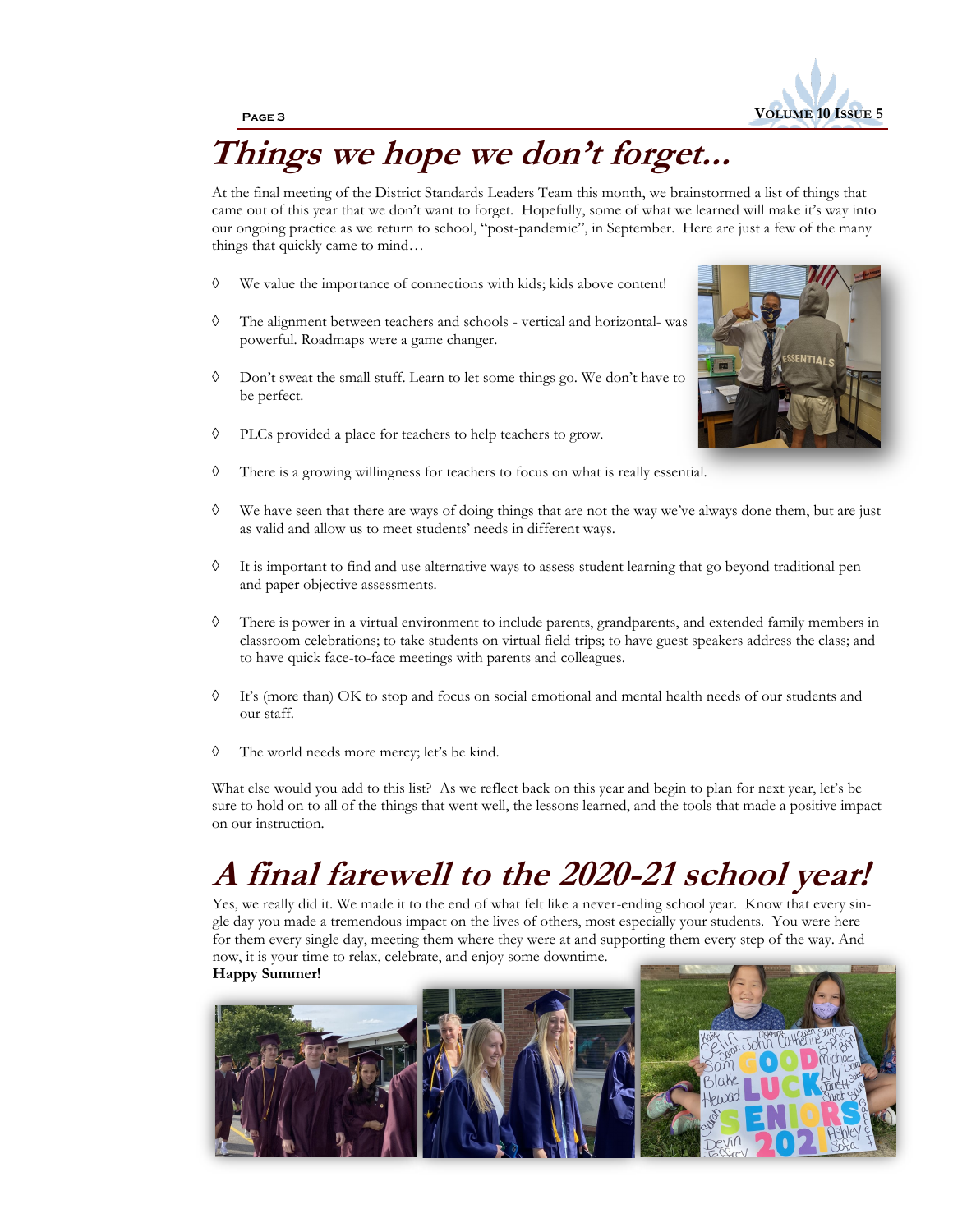# Things we hope we don't forget...

At the final meeting of the District Standards Leaders Team this month, we brainstormed a list of things that came out of this year that we don't want to forget. Hopefully, some of what we learned will make it's way into our ongoing practice as we return to school, "post-pandemic", in September. Here are just a few of the many things that quickly came to mind…

- We value the importance of connections with kids; kids above content!
- The alignment between teachers and schools - vertical and horizontal- was powerful. Roadmaps were a game changer.
- Don't sweat the small stuff. Learn to let some things go. We don't have to be perfect.
- PLCs provided a place for teachers to help teachers to grow.
- There is a growing willingness for teachers to focus on what is really essential.
- We have seen that there are ways of doing things that are not the way we've always done them, but are just as valid and allow us to meet students' needs in different ways.
- It is important to find and use alternative ways to assess student learning that go beyond traditional pen and paper objective assessments.
- There is power in a virtual environment to include parents, grandparents, and extended family members in classroom celebrations; to take students on virtual field trips; to have guest speakers address the class; and to have quick face-to-face meetings with parents and colleagues.
- It's (more than) OK to stop and focus on social emotional and mental health needs of our students and our staff.
- The world needs more mercy; let's be kind.

What else would you add to this list? As we reflect back on this year and begin to plan for next year, let's be sure to hold on to all of the things that went well, the lessons learned, and the tools that made a positive impact on our instruction.

# A final farewell to the 2020-21 school year!

Yes, we really did it. We made it to the end of what felt like a never-ending school year. Know that every single day you made a tremendous impact on the lives of others, most especially your students. You were here for them every single day, meeting them where they were at and supporting them every step of the way. And now, it is your time to relax, celebrate, and enjoy some downtime.

**Happy Summer!**